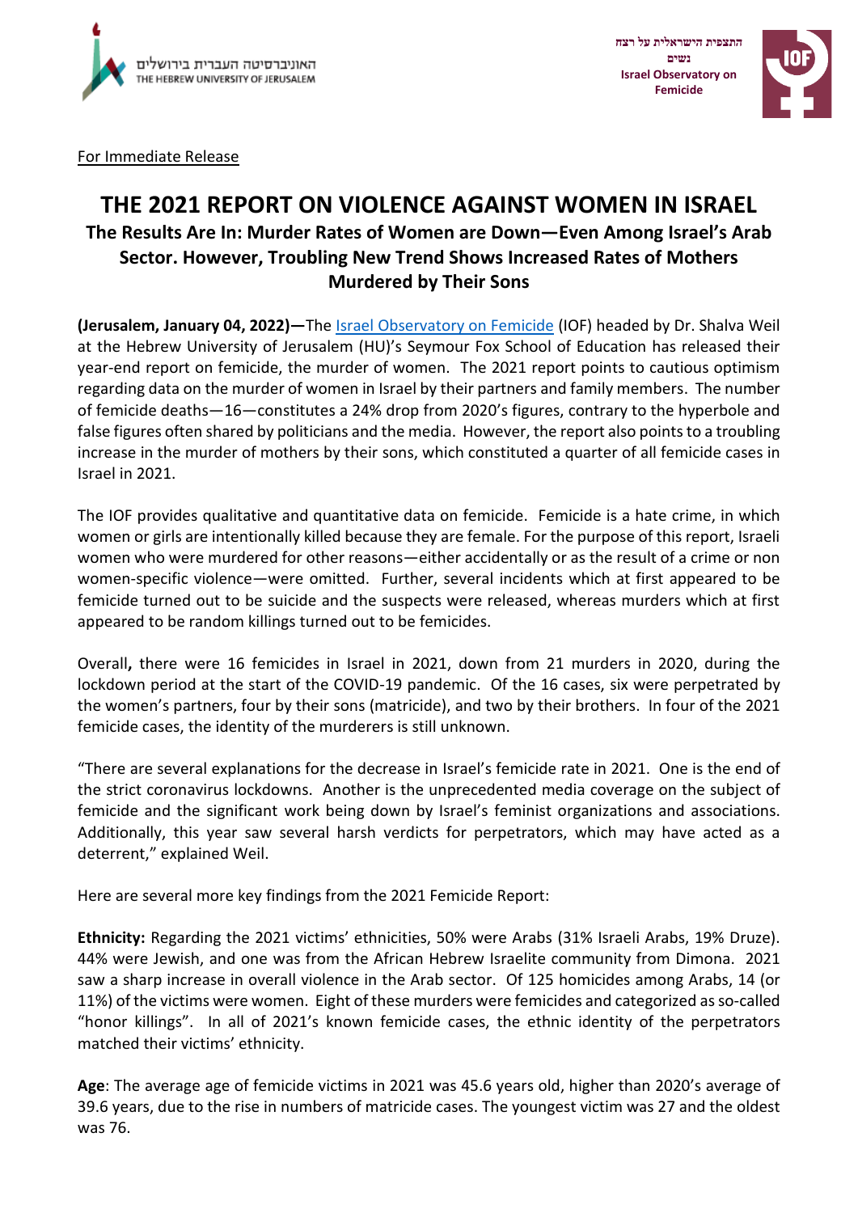האוניברסיטה העברית בירושלים
THE HEBREW UNIVERSITY OF JERUSALEM

התצפית הישראלית על רצח נשים
Israel Observatory on Femicide

For Immediate Release

# THE 2021 REPORT ON VIOLENCE AGAINST WOMEN IN ISRAEL

## The Results Are In: Murder Rates of Women are Down—Even Among Israel's Arab Sector. However, Troubling New Trend Shows Increased Rates of Mothers Murdered by Their Sons

**(Jerusalem, January 04, 2022)—**The Israel Observatory on Femicide (IOF) headed by Dr. Shalva Weil at the Hebrew University of Jerusalem (HU)'s Seymour Fox School of Education has released their year-end report on femicide, the murder of women. The 2021 report points to cautious optimism regarding data on the murder of women in Israel by their partners and family members. The number of femicide deaths—16—constitutes a 24% drop from 2020's figures, contrary to the hyperbole and false figures often shared by politicians and the media. However, the report also points to a troubling increase in the murder of mothers by their sons, which constituted a quarter of all femicide cases in Israel in 2021.

The IOF provides qualitative and quantitative data on femicide. Femicide is a hate crime, in which women or girls are intentionally killed because they are female. For the purpose of this report, Israeli women who were murdered for other reasons—either accidentally or as the result of a crime or non women-specific violence—were omitted. Further, several incidents which at first appeared to be femicide turned out to be suicide and the suspects were released, whereas murders which at first appeared to be random killings turned out to be femicides.

Overall**,** there were 16 femicides in Israel in 2021, down from 21 murders in 2020, during the lockdown period at the start of the COVID-19 pandemic. Of the 16 cases, six were perpetrated by the women's partners, four by their sons (matricide), and two by their brothers. In four of the 2021 femicide cases, the identity of the murderers is still unknown.

"There are several explanations for the decrease in Israel's femicide rate in 2021. One is the end of the strict coronavirus lockdowns. Another is the unprecedented media coverage on the subject of femicide and the significant work being down by Israel's feminist organizations and associations. Additionally, this year saw several harsh verdicts for perpetrators, which may have acted as a deterrent," explained Weil.

Here are several more key findings from the 2021 Femicide Report:

**Ethnicity:** Regarding the 2021 victims' ethnicities, 50% were Arabs (31% Israeli Arabs, 19% Druze). 44% were Jewish, and one was from the African Hebrew Israelite community from Dimona. 2021 saw a sharp increase in overall violence in the Arab sector. Of 125 homicides among Arabs, 14 (or 11%) of the victims were women. Eight of these murders were femicides and categorized as so-called "honor killings". In all of 2021's known femicide cases, the ethnic identity of the perpetrators matched their victims' ethnicity.

**Age**: The average age of femicide victims in 2021 was 45.6 years old, higher than 2020's average of 39.6 years, due to the rise in numbers of matricide cases. The youngest victim was 27 and the oldest was 76.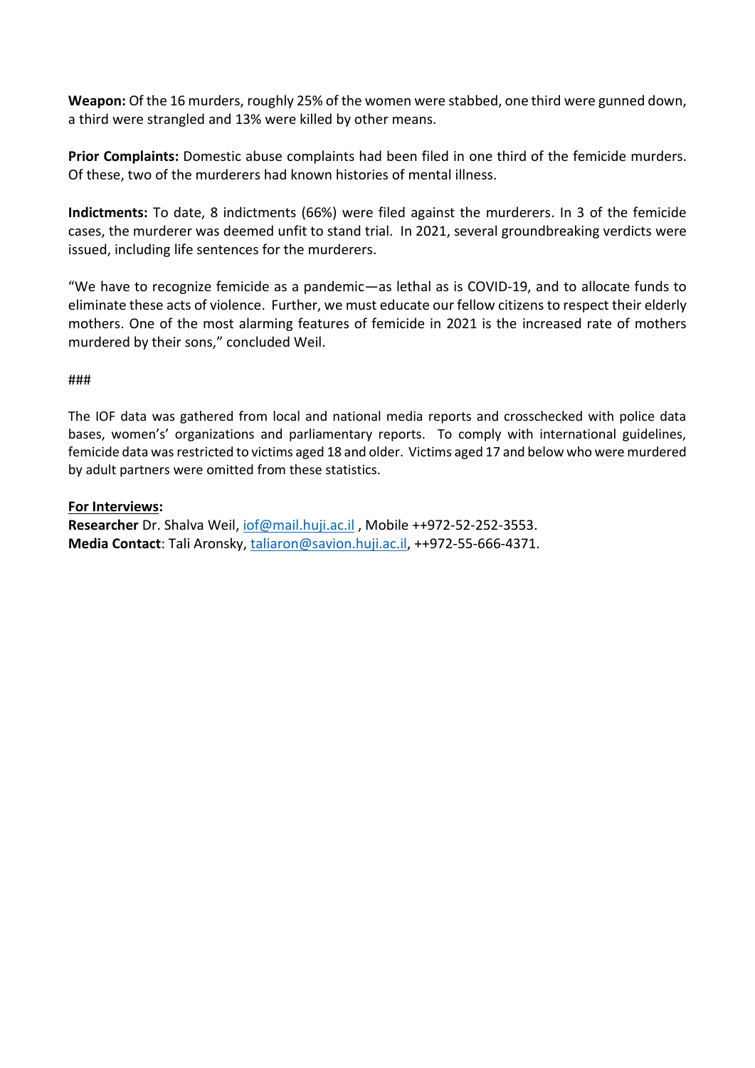**Weapon:** Of the 16 murders, roughly 25% of the women were stabbed, one third were gunned down, a third were strangled and 13% were killed by other means.

**Prior Complaints:** Domestic abuse complaints had been filed in one third of the femicide murders. Of these, two of the murderers had known histories of mental illness.

**Indictments:** To date, 8 indictments (66%) were filed against the murderers. In 3 of the femicide cases, the murderer was deemed unfit to stand trial. In 2021, several groundbreaking verdicts were issued, including life sentences for the murderers.

"We have to recognize femicide as a pandemic—as lethal as is COVID-19, and to allocate funds to eliminate these acts of violence. Further, we must educate our fellow citizens to respect their elderly mothers. One of the most alarming features of femicide in 2021 is the increased rate of mothers murdered by their sons," concluded Weil.

###

The IOF data was gathered from local and national media reports and crosschecked with police data bases, women's' organizations and parliamentary reports. To comply with international guidelines, femicide data was restricted to victims aged 18 and older. Victims aged 17 and below who were murdered by adult partners were omitted from these statistics.

**<u>For Interviews</u>:**
**Researcher** Dr. Shalva Weil, iof@mail.huji.ac.il , Mobile ++972-52-252-3553.
**Media Contact**: Tali Aronsky, taliaron@savion.huji.ac.il, ++972-55-666-4371.